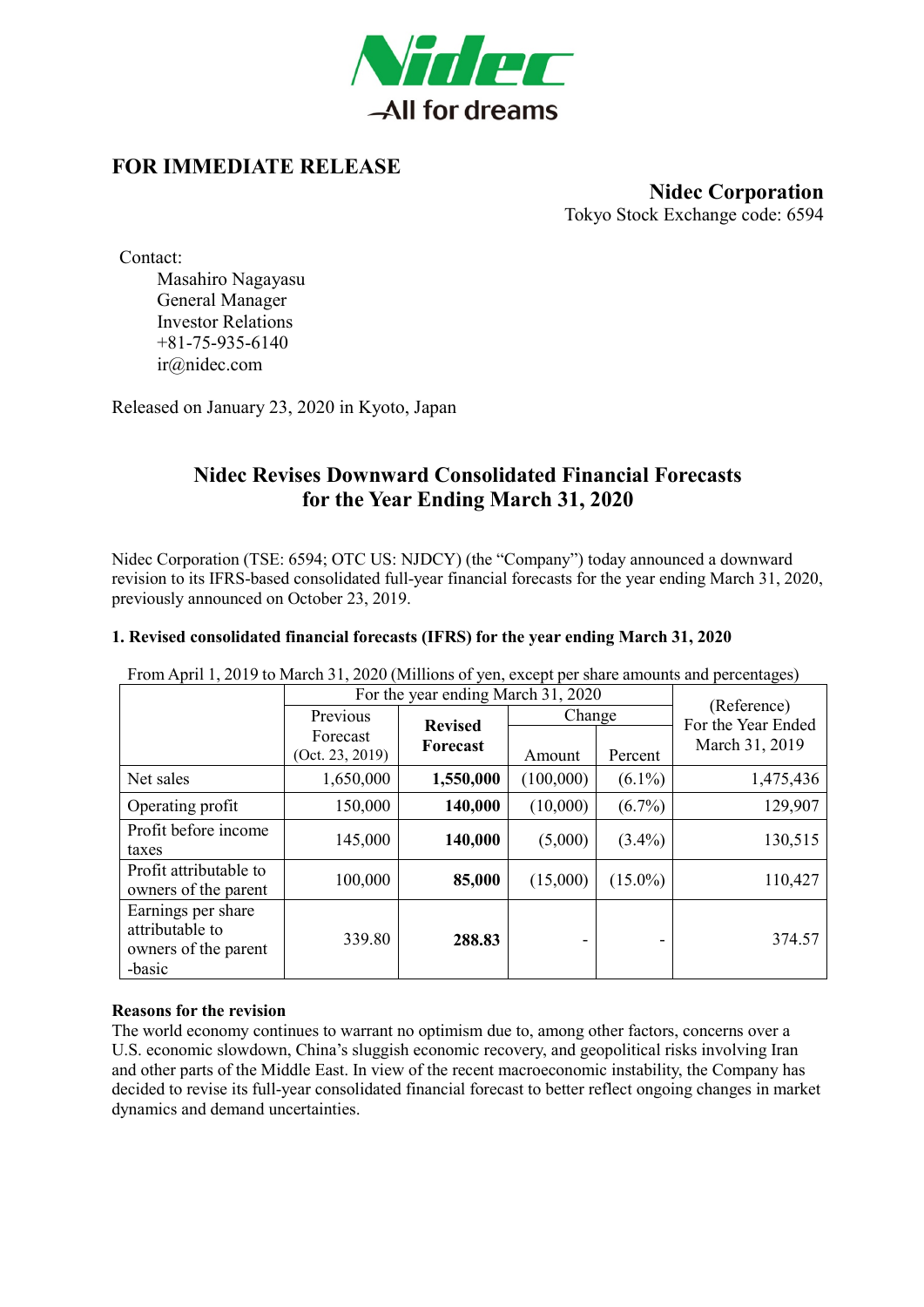Nidec
All for dreams

## FOR IMMEDIATE RELEASE

**Nidec Corporation**
Tokyo Stock Exchange code: 6594

Contact:
Masahiro Nagayasu
General Manager
Investor Relations
+81-75-935-6140
ir@nidec.com

Released on January 23, 2020 in Kyoto, Japan

# Nidec Revises Downward Consolidated Financial Forecasts for the Year Ending March 31, 2020

Nidec Corporation (TSE: 6594; OTC US: NJDCY) (the "Company") today announced a downward revision to its IFRS-based consolidated full-year financial forecasts for the year ending March 31, 2020, previously announced on October 23, 2019.

### 1. Revised consolidated financial forecasts (IFRS) for the year ending March 31, 2020

From April 1, 2019 to March 31, 2020 (Millions of yen, except per share amounts and percentages)

| | For the year ending March 31, 2020 | | | | (Reference) For the Year Ended March 31, 2019 |
|---|---|---|---|---|---|
| | Previous Forecast (Oct. 23, 2019) | **Revised Forecast** | Change | | |
| | | | Amount | Percent | |
| Net sales | 1,650,000 | **1,550,000** | (100,000) | (6.1%) | 1,475,436 |
| Operating profit | 150,000 | **140,000** | (10,000) | (6.7%) | 129,907 |
| Profit before income taxes | 145,000 | **140,000** | (5,000) | (3.4%) | 130,515 |
| Profit attributable to owners of the parent | 100,000 | **85,000** | (15,000) | (15.0%) | 110,427 |
| Earnings per share attributable to owners of the parent -basic | 339.80 | **288.83** | - | - | 374.57 |

**Reasons for the revision**

The world economy continues to warrant no optimism due to, among other factors, concerns over a U.S. economic slowdown, China's sluggish economic recovery, and geopolitical risks involving Iran and other parts of the Middle East. In view of the recent macroeconomic instability, the Company has decided to revise its full-year consolidated financial forecast to better reflect ongoing changes in market dynamics and demand uncertainties.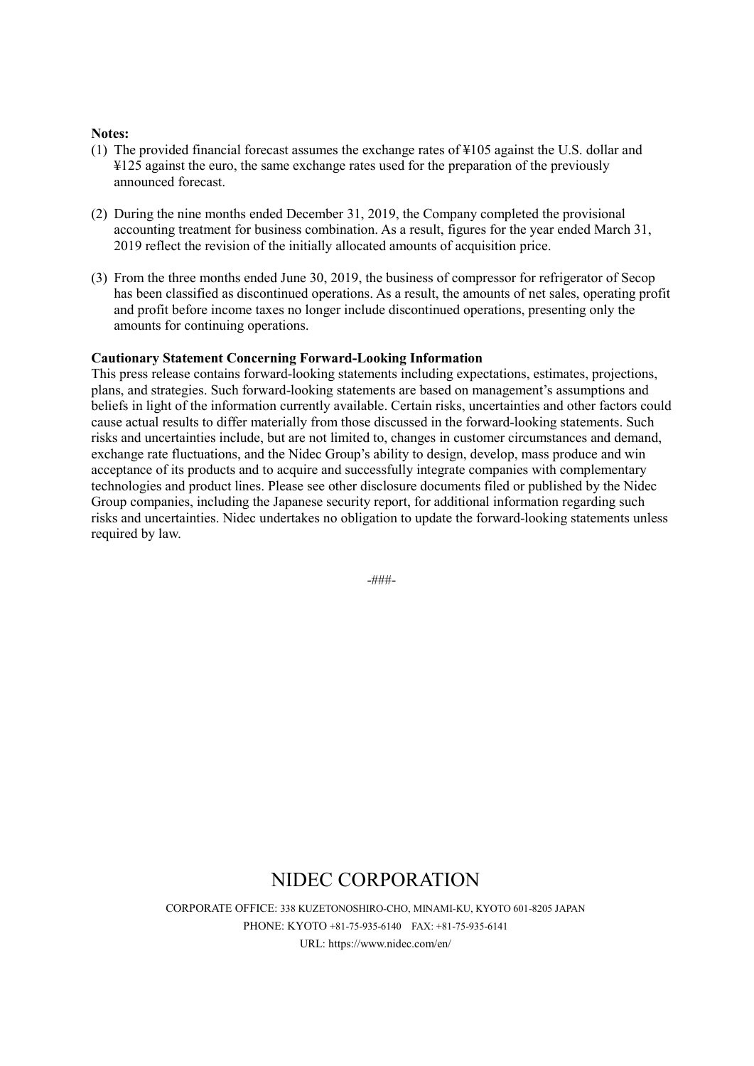**Notes:**

(1) The provided financial forecast assumes the exchange rates of ¥105 against the U.S. dollar and ¥125 against the euro, the same exchange rates used for the preparation of the previously announced forecast.

(2) During the nine months ended December 31, 2019, the Company completed the provisional accounting treatment for business combination. As a result, figures for the year ended March 31, 2019 reflect the revision of the initially allocated amounts of acquisition price.

(3) From the three months ended June 30, 2019, the business of compressor for refrigerator of Secop has been classified as discontinued operations. As a result, the amounts of net sales, operating profit and profit before income taxes no longer include discontinued operations, presenting only the amounts for continuing operations.

**Cautionary Statement Concerning Forward-Looking Information**

This press release contains forward-looking statements including expectations, estimates, projections, plans, and strategies. Such forward-looking statements are based on management's assumptions and beliefs in light of the information currently available. Certain risks, uncertainties and other factors could cause actual results to differ materially from those discussed in the forward-looking statements. Such risks and uncertainties include, but are not limited to, changes in customer circumstances and demand, exchange rate fluctuations, and the Nidec Group's ability to design, develop, mass produce and win acceptance of its products and to acquire and successfully integrate companies with complementary technologies and product lines. Please see other disclosure documents filed or published by the Nidec Group companies, including the Japanese security report, for additional information regarding such risks and uncertainties. Nidec undertakes no obligation to update the forward-looking statements unless required by law.

-###-

NIDEC CORPORATION

CORPORATE OFFICE: 338 KUZETONOSHIRO-CHO, MINAMI-KU, KYOTO 601-8205 JAPAN

PHONE: KYOTO +81-75-935-6140 FAX: +81-75-935-6141

URL: https://www.nidec.com/en/